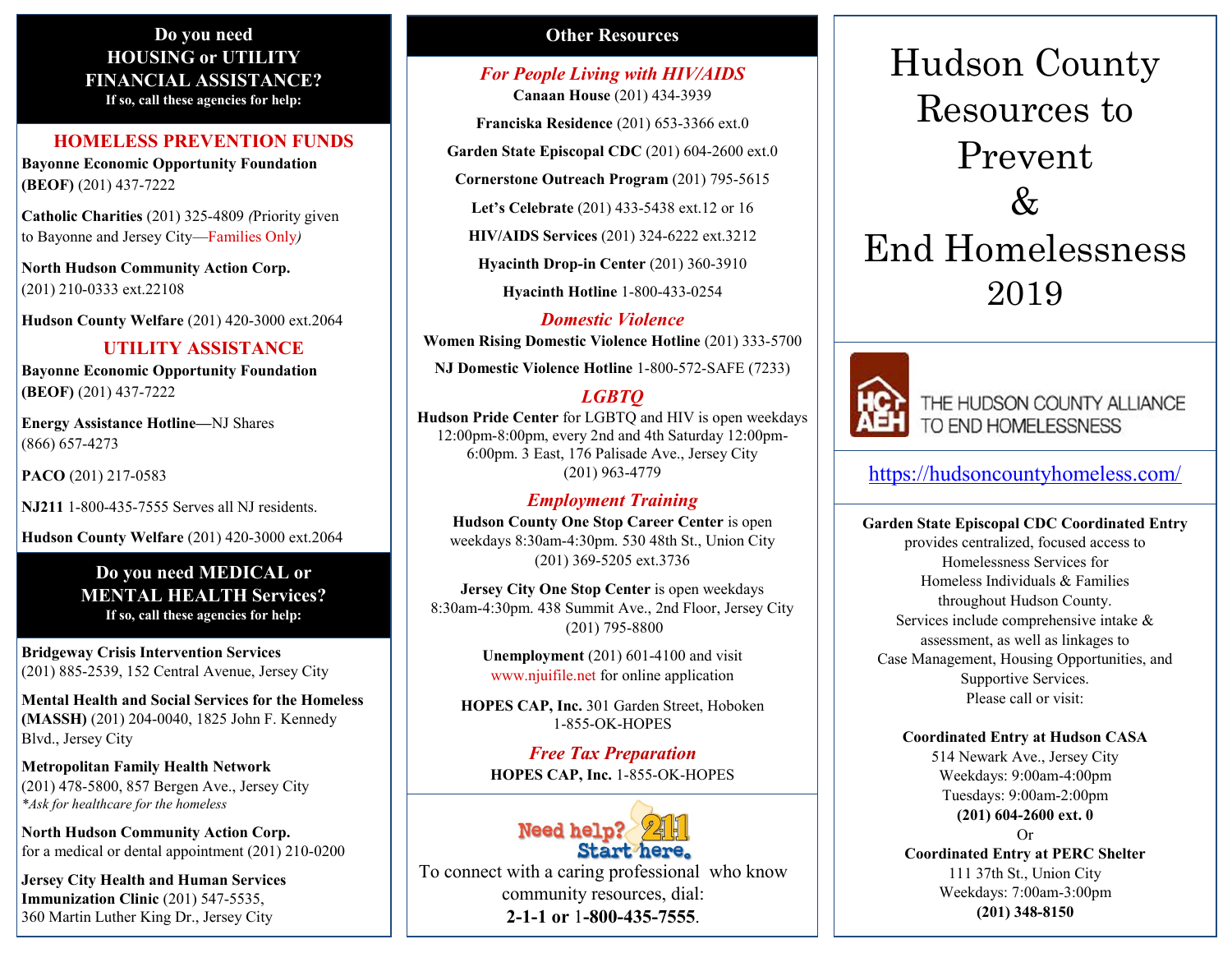## Do you need HOUSING or UTILITY FINANCIAL ASSISTANCE?

**If so, call these agencies for help:**

### HOMELESS PREVENTION FUNDS

**Bayonne Economic Opportunity Foundation (BEOF)** (201) 437-7222

**Catholic Charities** (201) 325-4809 *(*Priority given to Bayonne and Jersey City—Families Only*)*

**North Hudson Community Action Corp.** (201) 210-0333 ext.22108

**Hudson County Welfare** (201) 420-3000 ext.2064

### UTILITY ASSISTANCE

**Bayonne Economic Opportunity Foundation (BEOF)** (201) 437-7222

**Energy Assistance Hotline—**NJ Shares (866) 657-4273

**PACO** (201) 217-0583

**NJ211** 1-800-435-7555 Serves all NJ residents.

**Hudson County Welfare** (201) 420-3000 ext.2064

## Do you need MEDICAL or MENTAL HEALTH Services?

**If so, call these agencies for help:**

**Bridgeway Crisis Intervention Services** (201) 885-2539, 152 Central Avenue, Jersey City

**Mental Health and Social Services for the Homeless (MASSH)** (201) 204-0040, 1825 John F. Kennedy Blvd., Jersey City

**Metropolitan Family Health Network** (201) 478-5800, 857 Bergen Ave., Jersey City
*\*Ask for healthcare for the homeless*

**North Hudson Community Action Corp.** for a medical or dental appointment (201) 210-0200

**Jersey City Health and Human Services Immunization Clinic** (201) 547-5535, 360 Martin Luther King Dr., Jersey City

## Other Resources

### *For People Living with HIV/AIDS*

**Canaan House** (201) 434-3939

**Franciska Residence** (201) 653-3366 ext.0

**Garden State Episcopal CDC** (201) 604-2600 ext.0

**Cornerstone Outreach Program** (201) 795-5615

**Let's Celebrate** (201) 433-5438 ext.12 or 16

**HIV/AIDS Services** (201) 324-6222 ext.3212

**Hyacinth Drop-in Center** (201) 360-3910

**Hyacinth Hotline** 1-800-433-0254

### *Domestic Violence*

**Women Rising Domestic Violence Hotline** (201) 333-5700

**NJ Domestic Violence Hotline** 1-800-572-SAFE (7233)

### *LGBTQ*

**Hudson Pride Center** for LGBTQ and HIV is open weekdays 12:00pm-8:00pm, every 2nd and 4th Saturday 12:00pm-6:00pm. 3 East, 176 Palisade Ave., Jersey City (201) 963-4779

### *Employment Training*

**Hudson County One Stop Career Center** is open weekdays 8:30am-4:30pm. 530 48th St., Union City (201) 369-5205 ext.3736

**Jersey City One Stop Center** is open weekdays 8:30am-4:30pm. 438 Summit Ave., 2nd Floor, Jersey City (201) 795-8800

**Unemployment** (201) 601-4100 and visit www.njuifile.net for online application

**HOPES CAP, Inc.** 301 Garden Street, Hoboken 1-855-OK-HOPES

### *Free Tax Preparation*

**HOPES CAP, Inc.** 1-855-OK-HOPES

Need help? 211 Start here.

To connect with a caring professional who know community resources, dial:
**2-1-1 or 1-800-435-7555**.

# Hudson County Resources to Prevent & End Homelessness 2019

THE HUDSON COUNTY ALLIANCE TO END HOMELESSNESS

https://hudsoncountyhomeless.com/

**Garden State Episcopal CDC Coordinated Entry** provides centralized, focused access to Homelessness Services for Homeless Individuals & Families throughout Hudson County. Services include comprehensive intake & assessment, as well as linkages to Case Management, Housing Opportunities, and Supportive Services. Please call or visit:

**Coordinated Entry at Hudson CASA**
514 Newark Ave., Jersey City
Weekdays: 9:00am-4:00pm
Tuesdays: 9:00am-2:00pm
**(201) 604-2600 ext. 0**

Or

**Coordinated Entry at PERC Shelter**
111 37th St., Union City
Weekdays: 7:00am-3:00pm
**(201) 348-8150**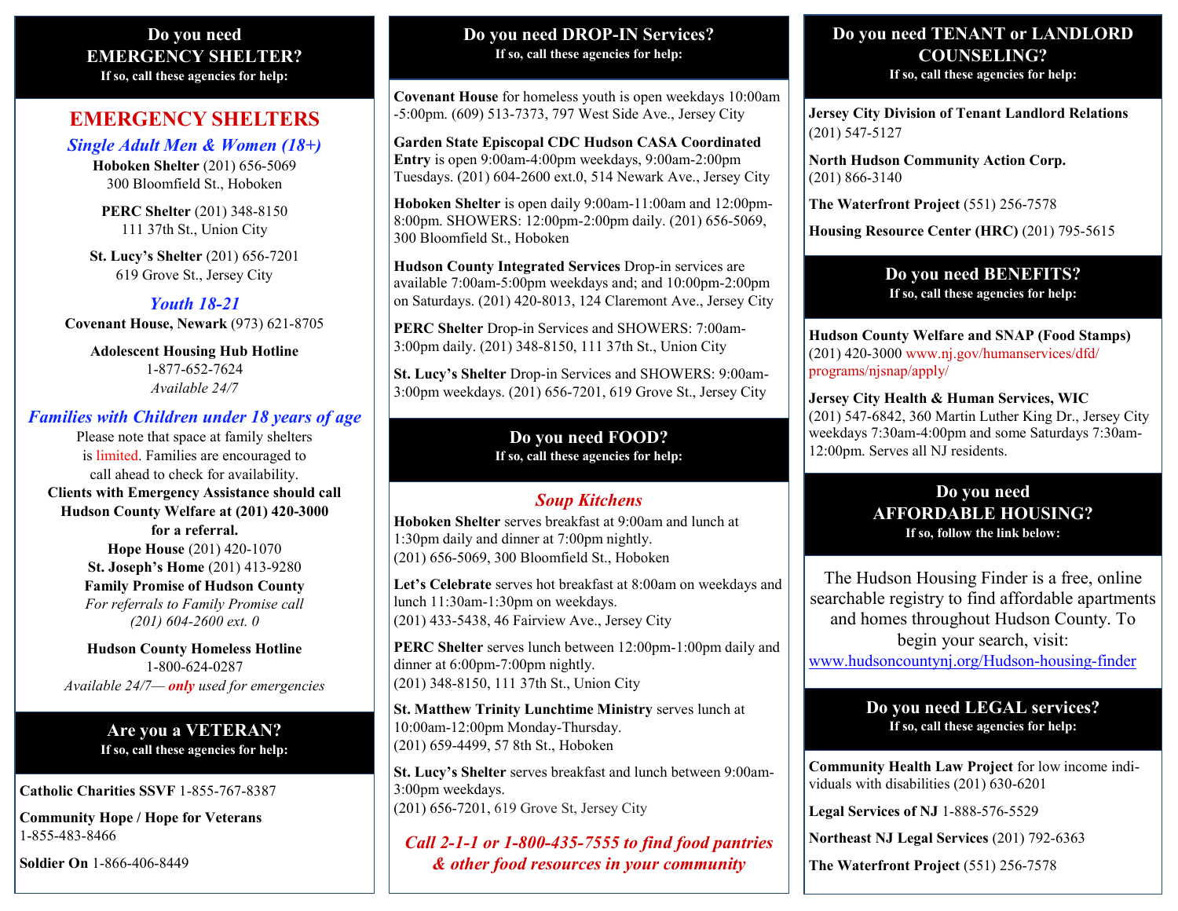## Do you need EMERGENCY SHELTER?

**If so, call these agencies for help:**

# EMERGENCY SHELTERS

### *Single Adult Men & Women (18+)*

**Hoboken Shelter** (201) 656-5069
300 Bloomfield St., Hoboken

**PERC Shelter** (201) 348-8150
111 37th St., Union City

**St. Lucy's Shelter** (201) 656-7201
619 Grove St., Jersey City

### *Youth 18-21*

**Covenant House, Newark** (973) 621-8705

**Adolescent Housing Hub Hotline**
1-877-652-7624
*Available 24/7*

### *Families with Children under 18 years of age*

Please note that space at family shelters is limited. Families are encouraged to call ahead to check for availability.

**Clients with Emergency Assistance should call Hudson County Welfare at (201) 420-3000 for a referral.**

**Hope House** (201) 420-1070
**St. Joseph's Home** (201) 413-9280
**Family Promise of Hudson County**
*For referrals to Family Promise call (201) 604-2600 ext. 0*

**Hudson County Homeless Hotline**
1-800-624-0287
*Available 24/7— **only** used for emergencies*

## Are you a VETERAN?

**If so, call these agencies for help:**

**Catholic Charities SSVF** 1-855-767-8387

**Community Hope / Hope for Veterans**
1-855-483-8466

**Soldier On** 1-866-406-8449

## Do you need DROP-IN Services?

**If so, call these agencies for help:**

**Covenant House** for homeless youth is open weekdays 10:00am -5:00pm. (609) 513-7373, 797 West Side Ave., Jersey City

**Garden State Episcopal CDC Hudson CASA Coordinated Entry** is open 9:00am-4:00pm weekdays, 9:00am-2:00pm Tuesdays. (201) 604-2600 ext.0, 514 Newark Ave., Jersey City

**Hoboken Shelter** is open daily 9:00am-11:00am and 12:00pm-8:00pm. SHOWERS: 12:00pm-2:00pm daily. (201) 656-5069, 300 Bloomfield St., Hoboken

**Hudson County Integrated Services** Drop-in services are available 7:00am-5:00pm weekdays and; and 10:00pm-2:00pm on Saturdays. (201) 420-8013, 124 Claremont Ave., Jersey City

**PERC Shelter** Drop-in Services and SHOWERS: 7:00am-3:00pm daily. (201) 348-8150, 111 37th St., Union City

**St. Lucy's Shelter** Drop-in Services and SHOWERS: 9:00am-3:00pm weekdays. (201) 656-7201, 619 Grove St., Jersey City

## Do you need FOOD?

**If so, call these agencies for help:**

### *Soup Kitchens*

**Hoboken Shelter** serves breakfast at 9:00am and lunch at 1:30pm daily and dinner at 7:00pm nightly.
(201) 656-5069, 300 Bloomfield St., Hoboken

**Let's Celebrate** serves hot breakfast at 8:00am on weekdays and lunch 11:30am-1:30pm on weekdays.
(201) 433-5438, 46 Fairview Ave., Jersey City

**PERC Shelter** serves lunch between 12:00pm-1:00pm daily and dinner at 6:00pm-7:00pm nightly.
(201) 348-8150, 111 37th St., Union City

**St. Matthew Trinity Lunchtime Ministry** serves lunch at 10:00am-12:00pm Monday-Thursday.
(201) 659-4499, 57 8th St., Hoboken

**St. Lucy's Shelter** serves breakfast and lunch between 9:00am-3:00pm weekdays.
(201) 656-7201, 619 Grove St, Jersey City

***Call 2-1-1 or 1-800-435-7555 to find food pantries & other food resources in your community***

## Do you need TENANT or LANDLORD COUNSELING?

**If so, call these agencies for help:**

**Jersey City Division of Tenant Landlord Relations**
(201) 547-5127

**North Hudson Community Action Corp.**
(201) 866-3140

**The Waterfront Project** (551) 256-7578

**Housing Resource Center (HRC)** (201) 795-5615

## Do you need BENEFITS?

**If so, call these agencies for help:**

**Hudson County Welfare and SNAP (Food Stamps)**
(201) 420-3000 www.nj.gov/humanservices/dfd/programs/njsnap/apply/

**Jersey City Health & Human Services, WIC**
(201) 547-6842, 360 Martin Luther King Dr., Jersey City weekdays 7:30am-4:00pm and some Saturdays 7:30am-12:00pm. Serves all NJ residents.

## Do you need AFFORDABLE HOUSING?

**If so, follow the link below:**

The Hudson Housing Finder is a free, online searchable registry to find affordable apartments and homes throughout Hudson County. To begin your search, visit:
www.hudsoncountynj.org/Hudson-housing-finder

## Do you need LEGAL services?

**If so, call these agencies for help:**

**Community Health Law Project** for low income individuals with disabilities (201) 630-6201

**Legal Services of NJ** 1-888-576-5529

**Northeast NJ Legal Services** (201) 792-6363

**The Waterfront Project** (551) 256-7578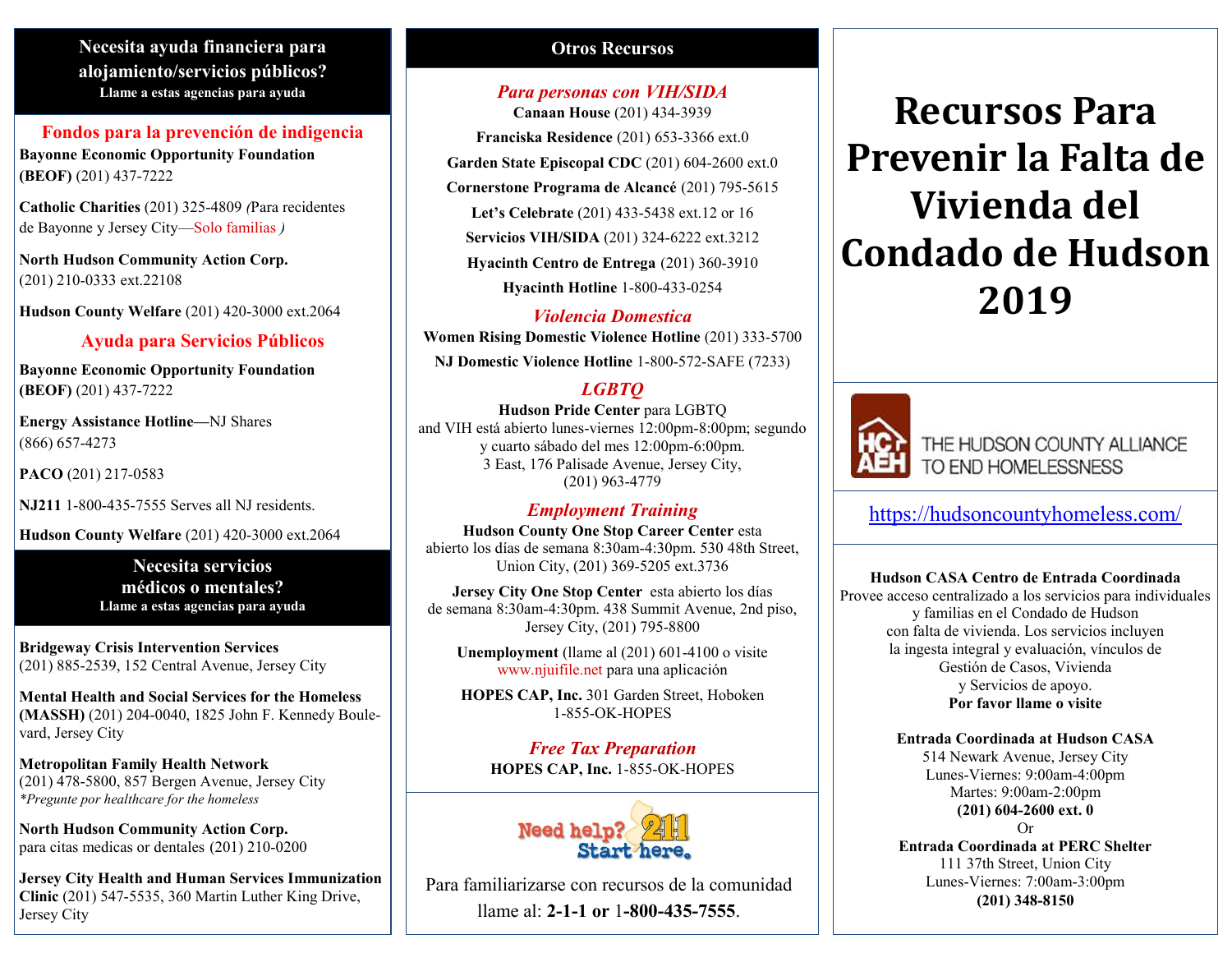## Necesita ayuda financiera para alojamiento/servicios públicos?

**Llame a estas agencias para ayuda**

### Fondos para la prevención de indigencia

**Bayonne Economic Opportunity Foundation (BEOF)** (201) 437-7222

**Catholic Charities** (201) 325-4809 *(*Para recidentes de Bayonne y Jersey City—Solo familias *)*

**North Hudson Community Action Corp.** (201) 210-0333 ext.22108

**Hudson County Welfare** (201) 420-3000 ext.2064

### Ayuda para Servicios Públicos

**Bayonne Economic Opportunity Foundation (BEOF)** (201) 437-7222

**Energy Assistance Hotline—**NJ Shares (866) 657-4273

**PACO** (201) 217-0583

**NJ211** 1-800-435-7555 Serves all NJ residents.

**Hudson County Welfare** (201) 420-3000 ext.2064

## Necesita servicios médicos o mentales?

**Llame a estas agencias para ayuda**

**Bridgeway Crisis Intervention Services** (201) 885-2539, 152 Central Avenue, Jersey City

**Mental Health and Social Services for the Homeless (MASSH)** (201) 204-0040, 1825 John F. Kennedy Boulevard, Jersey City

**Metropolitan Family Health Network** (201) 478-5800, 857 Bergen Avenue, Jersey City
*\*Pregunte por healthcare for the homeless*

**North Hudson Community Action Corp.** para citas medicas or dentales (201) 210-0200

**Jersey City Health and Human Services Immunization Clinic** (201) 547-5535, 360 Martin Luther King Drive, Jersey City

## Otros Recursos

### *Para personas con VIH/SIDA*

**Canaan House** (201) 434-3939

**Franciska Residence** (201) 653-3366 ext.0

**Garden State Episcopal CDC** (201) 604-2600 ext.0

**Cornerstone Programa de Alcancé** (201) 795-5615

**Let's Celebrate** (201) 433-5438 ext.12 or 16

**Servicios VIH/SIDA** (201) 324-6222 ext.3212

**Hyacinth Centro de Entrega** (201) 360-3910

**Hyacinth Hotline** 1-800-433-0254

### *Violencia Domestica*

**Women Rising Domestic Violence Hotline** (201) 333-5700

**NJ Domestic Violence Hotline** 1-800-572-SAFE (7233)

### *LGBTQ*

**Hudson Pride Center** para LGBTQ and VIH está abierto lunes-viernes 12:00pm-8:00pm; segundo y cuarto sábado del mes 12:00pm-6:00pm. 3 East, 176 Palisade Avenue, Jersey City, (201) 963-4779

### *Employment Training*

**Hudson County One Stop Career Center** esta abierto los días de semana 8:30am-4:30pm. 530 48th Street, Union City, (201) 369-5205 ext.3736

**Jersey City One Stop Center** esta abierto los días de semana 8:30am-4:30pm. 438 Summit Avenue, 2nd piso, Jersey City, (201) 795-8800

**Unemployment** (llame al (201) 601-4100 o visite www.njuifile.net para una aplicación

**HOPES CAP, Inc.** 301 Garden Street, Hoboken 1-855-OK-HOPES

### *Free Tax Preparation*

**HOPES CAP, Inc.** 1-855-OK-HOPES

Need help? 211 Start here.

Para familiarizarse con recursos de la comunidad llame al: **2-1-1 or** 1**-800-435-7555**.

# Recursos Para Prevenir la Falta de Vivienda del Condado de Hudson 2019

HC AEH THE HUDSON COUNTY ALLIANCE TO END HOMELESSNESS

https://hudsoncountyhomeless.com/

**Hudson CASA Centro de Entrada Coordinada**
Provee acceso centralizado a los servicios para individuales y familias en el Condado de Hudson con falta de vivienda. Los servicios incluyen la ingesta integral y evaluación, vínculos de Gestión de Casos, Vivienda y Servicios de apoyo.
**Por favor llame o visite**

**Entrada Coordinada at Hudson CASA**
514 Newark Avenue, Jersey City
Lunes-Viernes: 9:00am-4:00pm
Martes: 9:00am-2:00pm
**(201) 604-2600 ext. 0**

Or

**Entrada Coordinada at PERC Shelter**
111 37th Street, Union City
Lunes-Viernes: 7:00am-3:00pm
**(201) 348-8150**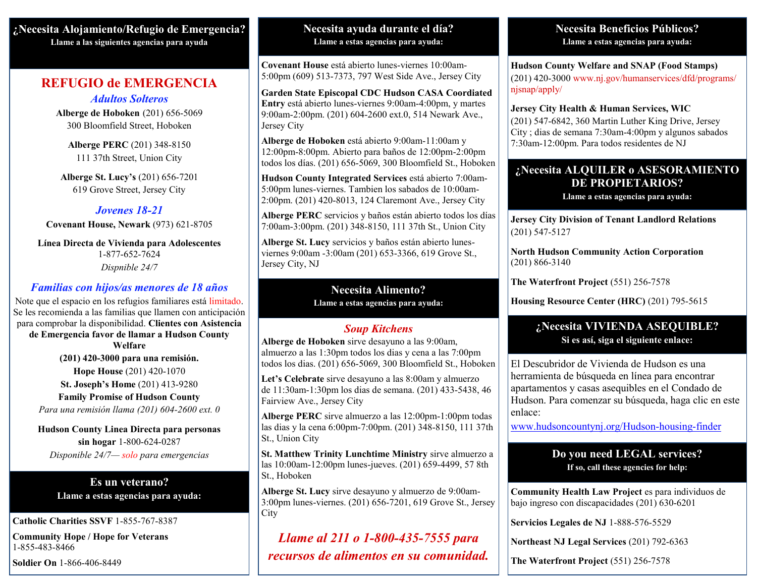## ¿Necesita Alojamiento/Refugio de Emergencia?

**Llame a las siguientes agencias para ayuda**

### REFUGIO de EMERGENCIA

***Adultos Solteros***

**Alberge de Hoboken** (201) 656-5069
300 Bloomfield Street, Hoboken

**Alberge PERC** (201) 348-8150
111 37th Street, Union City

**Alberge St. Lucy's** (201) 656-7201
619 Grove Street, Jersey City

***Jovenes 18-21***

**Covenant House, Newark** (973) 621-8705

**Línea Directa de Vivienda para Adolescentes**
1-877-652-7624
*Dispnible 24/7*

***Familias con hijos/as menores de 18 años***

Note que el espacio en los refugios familiares está limitado. Se les recomienda a las familias que llamen con anticipación para comprobar la disponibilidad. **Clientes con Asistencia de Emergencia favor de llamar a Hudson County Welfare (201) 420-3000 para una remisión.**

**Hope House** (201) 420-1070

**St. Joseph's Home** (201) 413-9280

**Family Promise of Hudson County**
*Para una remisión llama (201) 604-2600 ext. 0*

**Hudson County Linea Directa para personas sin hogar** 1-800-624-0287
*Disponible 24/7— solo para emergencias*

## Es un veterano?

**Llame a estas agencias para ayuda:**

**Catholic Charities SSVF** 1-855-767-8387

**Community Hope / Hope for Veterans**
1-855-483-8466

**Soldier On** 1-866-406-8449

## Necesita ayuda durante el día?

**Llame a estas agencias para ayuda:**

**Covenant House** está abierto lunes-viernes 10:00am-5:00pm (609) 513-7373, 797 West Side Ave., Jersey City

**Garden State Episcopal CDC Hudson CASA Coordiated Entry** está abierto lunes-viernes 9:00am-4:00pm, y martes 9:00am-2:00pm. (201) 604-2600 ext.0, 514 Newark Ave., Jersey City

**Alberge de Hoboken** está abierto 9:00am-11:00am y 12:00pm-8:00pm. Abierto para baños de 12:00pm-2:00pm todos los días. (201) 656-5069, 300 Bloomfield St., Hoboken

**Hudson County Integrated Services** está abierto 7:00am-5:00pm lunes-viernes. Tambien los sabados de 10:00am-2:00pm. (201) 420-8013, 124 Claremont Ave., Jersey City

**Alberge PERC** servicios y baños están abierto todos los días 7:00am-3:00pm. (201) 348-8150, 111 37th St., Union City

**Alberge St. Lucy** servicios y baños están abierto lunes-viernes 9:00am -3:00am (201) 653-3366, 619 Grove St., Jersey City, NJ

## Necesita Alimento?

**Llame a estas agencias para ayuda:**

***Soup Kitchens***

**Alberge de Hoboken** sirve desayuno a las 9:00am, almuerzo a las 1:30pm todos los dias y cena a las 7:00pm todos los dias. (201) 656-5069, 300 Bloomfield St., Hoboken

**Let's Celebrate** sirve desayuno a las 8:00am y almuerzo de 11:30am-1:30pm los dias de semana. (201) 433-5438, 46 Fairview Ave., Jersey City

**Alberge PERC** sirve almuerzo a las 12:00pm-1:00pm todas las dias y la cena 6:00pm-7:00pm. (201) 348-8150, 111 37th St., Union City

**St. Matthew Trinity Lunchtime Ministry** sirve almuerzo a las 10:00am-12:00pm lunes-jueves. (201) 659-4499, 57 8th St., Hoboken

**Alberge St. Lucy** sirve desayuno y almuerzo de 9:00am-3:00pm lunes-viernes. (201) 656-7201, 619 Grove St., Jersey City

***Llame al 211 o 1-800-435-7555 para recursos de alimentos en su comunidad.***

## Necesita Beneficios Públicos?

**Llame a estas agencias para ayuda:**

**Hudson County Welfare and SNAP (Food Stamps)**
(201) 420-3000 www.nj.gov/humanservices/dfd/programs/njsnap/apply/

**Jersey City Health & Human Services, WIC**
(201) 547-6842, 360 Martin Luther King Drive, Jersey City ; dias de semana 7:30am-4:00pm y algunos sabados 7:30am-12:00pm. Para todos residentes de NJ

## ¿Necesita ALQUILER o ASESORAMIENTO DE PROPIETARIOS?

**Llame a estas agencias para ayuda:**

**Jersey City Division of Tenant Landlord Relations**
(201) 547-5127

**North Hudson Community Action Corporation**
(201) 866-3140

**The Waterfront Project** (551) 256-7578

**Housing Resource Center (HRC)** (201) 795-5615

## ¿Necesita VIVIENDA ASEQUIBLE?

**Si es así, siga el siguiente enlace:**

El Descubridor de Vivienda de Hudson es una herramienta de búsqueda en línea para encontrar apartamentos y casas asequibles en el Condado de Hudson. Para comenzar su búsqueda, haga clic en este enlace:

www.hudsoncountynj.org/Hudson-housing-finder

## Do you need LEGAL services?

**If so, call these agencies for help:**

**Community Health Law Project** es para individuos de bajo ingreso con discapacidades (201) 630-6201

**Servicios Legales de NJ** 1-888-576-5529

**Northeast NJ Legal Services** (201) 792-6363

**The Waterfront Project** (551) 256-7578